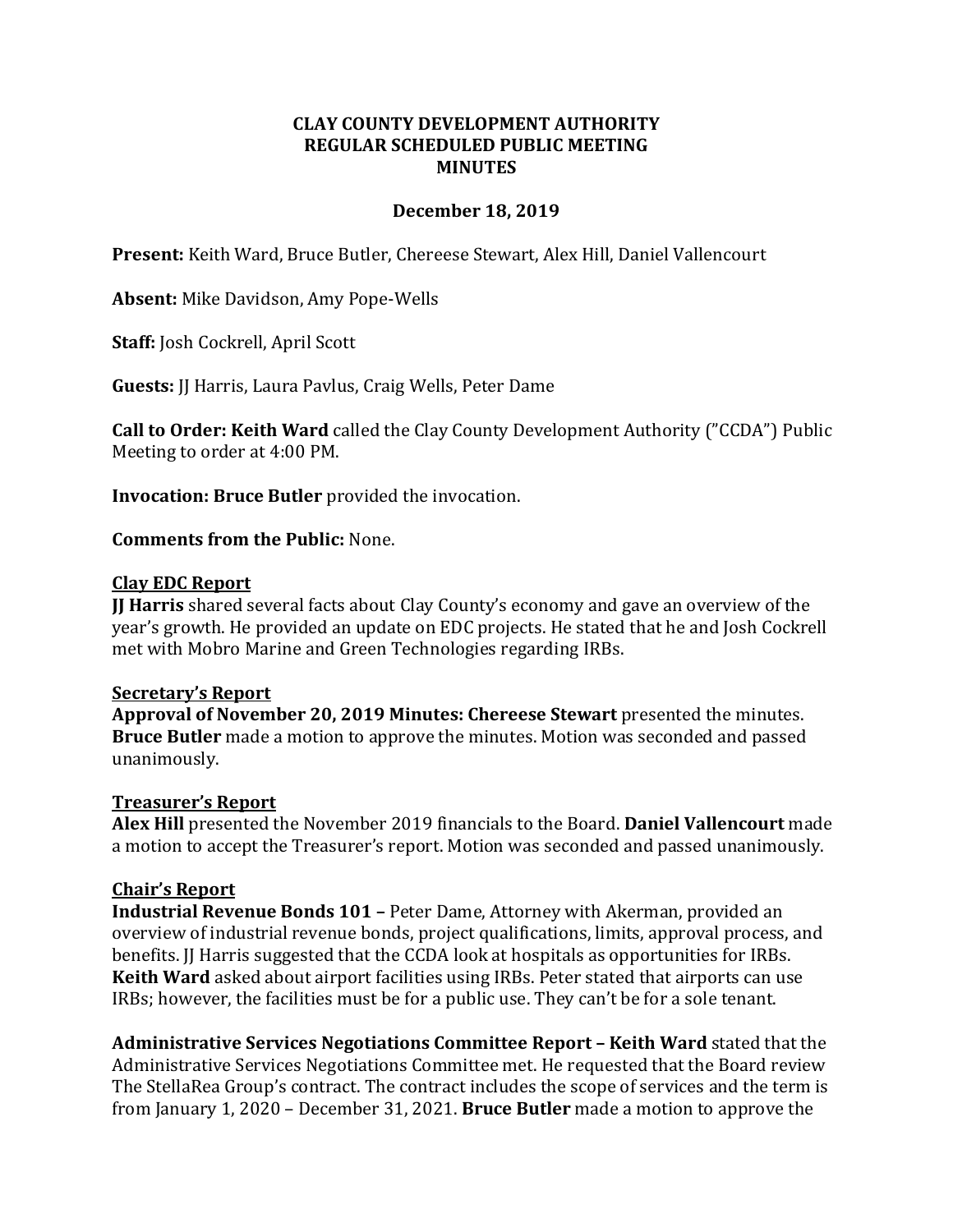# CLAY COUNTY DEVELOPMENT AUTHORITY
## REGULAR SCHEDULED PUBLIC MEETING
## MINUTES

**December 18, 2019**

**Present:** Keith Ward, Bruce Butler, Chereese Stewart, Alex Hill, Daniel Vallencourt

**Absent:** Mike Davidson, Amy Pope-Wells

**Staff:** Josh Cockrell, April Scott

**Guests:** JJ Harris, Laura Pavlus, Craig Wells, Peter Dame

**Call to Order: Keith Ward** called the Clay County Development Authority ("CCDA") Public Meeting to order at 4:00 PM.

**Invocation: Bruce Butler** provided the invocation.

**Comments from the Public:** None.

**Clay EDC Report**

**JJ Harris** shared several facts about Clay County's economy and gave an overview of the year's growth. He provided an update on EDC projects. He stated that he and Josh Cockrell met with Mobro Marine and Green Technologies regarding IRBs.

**Secretary's Report**

**Approval of November 20, 2019 Minutes: Chereese Stewart** presented the minutes. **Bruce Butler** made a motion to approve the minutes. Motion was seconded and passed unanimously.

**Treasurer's Report**

**Alex Hill** presented the November 2019 financials to the Board. **Daniel Vallencourt** made a motion to accept the Treasurer's report. Motion was seconded and passed unanimously.

**Chair's Report**

**Industrial Revenue Bonds 101 –** Peter Dame, Attorney with Akerman, provided an overview of industrial revenue bonds, project qualifications, limits, approval process, and benefits. JJ Harris suggested that the CCDA look at hospitals as opportunities for IRBs. **Keith Ward** asked about airport facilities using IRBs. Peter stated that airports can use IRBs; however, the facilities must be for a public use. They can't be for a sole tenant.

**Administrative Services Negotiations Committee Report – Keith Ward** stated that the Administrative Services Negotiations Committee met. He requested that the Board review The StellaRea Group's contract. The contract includes the scope of services and the term is from January 1, 2020 – December 31, 2021. **Bruce Butler** made a motion to approve the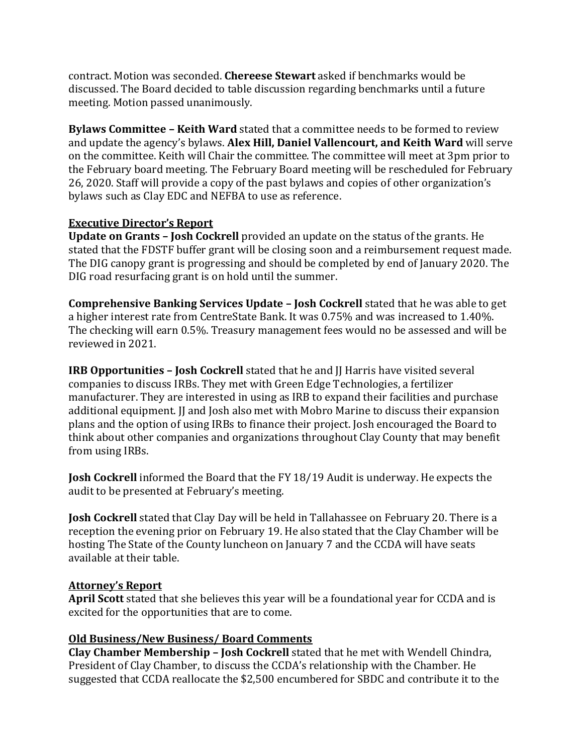contract. Motion was seconded. **Chereese Stewart** asked if benchmarks would be discussed. The Board decided to table discussion regarding benchmarks until a future meeting. Motion passed unanimously.

**Bylaws Committee – Keith Ward** stated that a committee needs to be formed to review and update the agency's bylaws. **Alex Hill, Daniel Vallencourt, and Keith Ward** will serve on the committee. Keith will Chair the committee. The committee will meet at 3pm prior to the February board meeting. The February Board meeting will be rescheduled for February 26, 2020. Staff will provide a copy of the past bylaws and copies of other organization's bylaws such as Clay EDC and NEFBA to use as reference.

## Executive Director's Report

**Update on Grants – Josh Cockrell** provided an update on the status of the grants. He stated that the FDSTF buffer grant will be closing soon and a reimbursement request made. The DIG canopy grant is progressing and should be completed by end of January 2020. The DIG road resurfacing grant is on hold until the summer.

**Comprehensive Banking Services Update – Josh Cockrell** stated that he was able to get a higher interest rate from CentreState Bank. It was 0.75% and was increased to 1.40%. The checking will earn 0.5%. Treasury management fees would no be assessed and will be reviewed in 2021.

**IRB Opportunities – Josh Cockrell** stated that he and JJ Harris have visited several companies to discuss IRBs. They met with Green Edge Technologies, a fertilizer manufacturer. They are interested in using as IRB to expand their facilities and purchase additional equipment. JJ and Josh also met with Mobro Marine to discuss their expansion plans and the option of using IRBs to finance their project. Josh encouraged the Board to think about other companies and organizations throughout Clay County that may benefit from using IRBs.

**Josh Cockrell** informed the Board that the FY 18/19 Audit is underway. He expects the audit to be presented at February's meeting.

**Josh Cockrell** stated that Clay Day will be held in Tallahassee on February 20. There is a reception the evening prior on February 19. He also stated that the Clay Chamber will be hosting The State of the County luncheon on January 7 and the CCDA will have seats available at their table.

## Attorney's Report

**April Scott** stated that she believes this year will be a foundational year for CCDA and is excited for the opportunities that are to come.

## Old Business/New Business/ Board Comments

**Clay Chamber Membership – Josh Cockrell** stated that he met with Wendell Chindra, President of Clay Chamber, to discuss the CCDA's relationship with the Chamber. He suggested that CCDA reallocate the $2,500 encumbered for SBDC and contribute it to the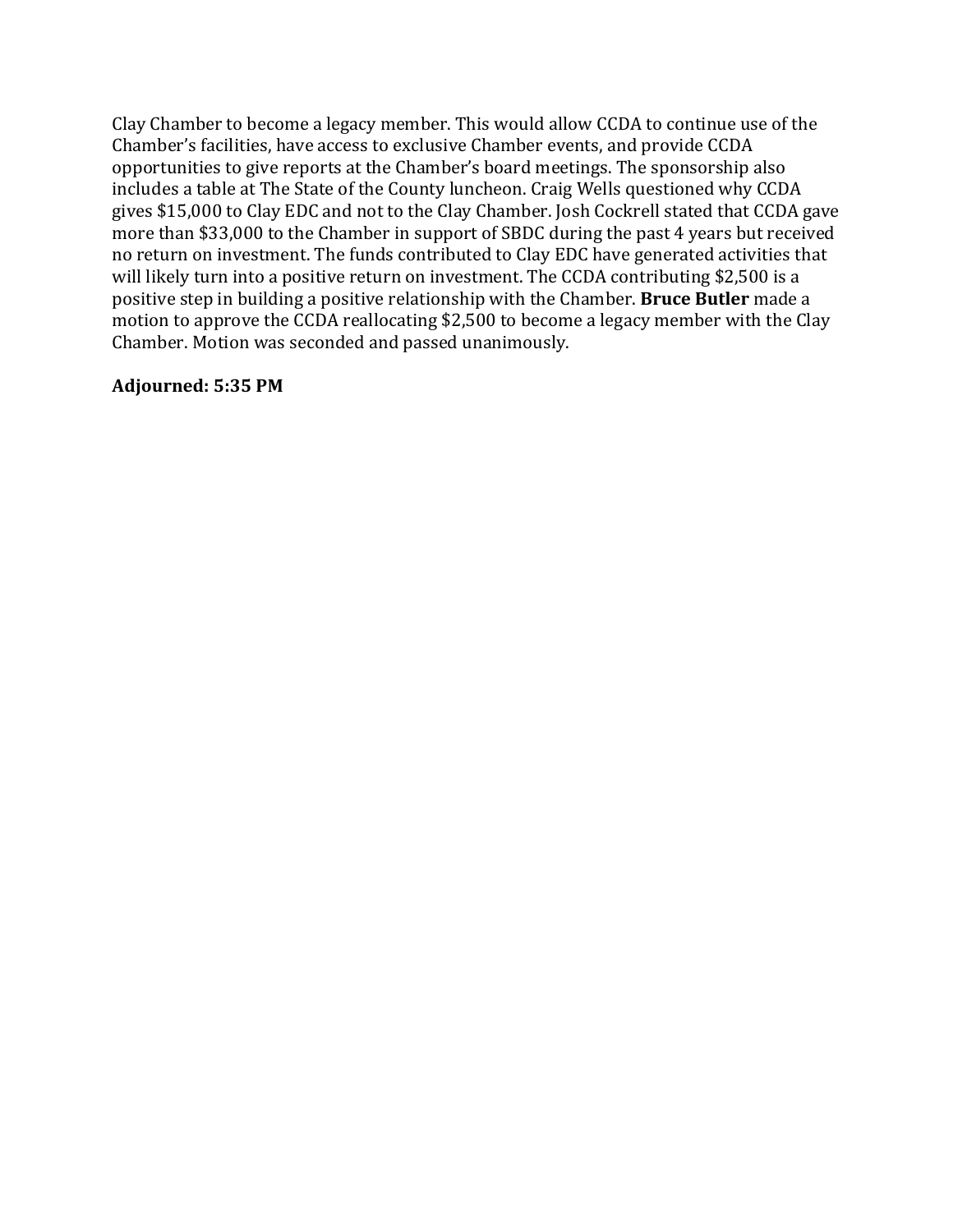Clay Chamber to become a legacy member. This would allow CCDA to continue use of the Chamber's facilities, have access to exclusive Chamber events, and provide CCDA opportunities to give reports at the Chamber's board meetings. The sponsorship also includes a table at The State of the County luncheon. Craig Wells questioned why CCDA gives $15,000 to Clay EDC and not to the Clay Chamber. Josh Cockrell stated that CCDA gave more than $33,000 to the Chamber in support of SBDC during the past 4 years but received no return on investment. The funds contributed to Clay EDC have generated activities that will likely turn into a positive return on investment. The CCDA contributing $2,500 is a positive step in building a positive relationship with the Chamber. **Bruce Butler** made a motion to approve the CCDA reallocating $2,500 to become a legacy member with the Clay Chamber. Motion was seconded and passed unanimously.

**Adjourned: 5:35 PM**